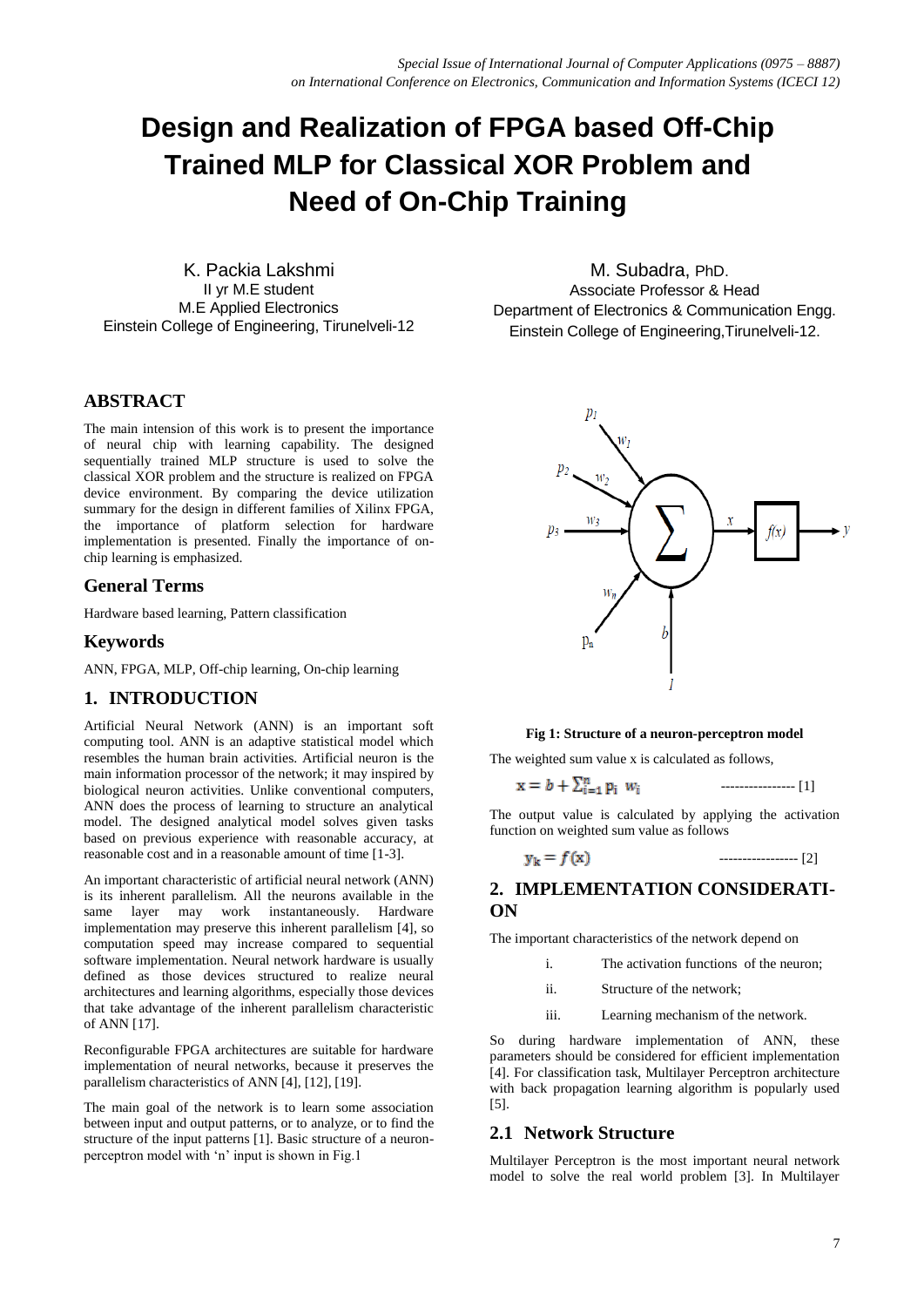# Design and Realization of FPGA based Off-Chip Trained MLP for Classical XOR Problem and Need of On-Chip Training

K. Packia Lakshmi
II yr M.E student
M.E Applied Electronics
Einstein College of Engineering, Tirunelveli-12

M. Subadra, PhD.
Associate Professor & Head
Department of Electronics & Communication Engg.
Einstein College of Engineering,Tirunelveli-12.

## ABSTRACT

The main intension of this work is to present the importance of neural chip with learning capability. The designed sequentially trained MLP structure is used to solve the classical XOR problem and the structure is realized on FPGA device environment. By comparing the device utilization summary for the design in different families of Xilinx FPGA, the importance of platform selection for hardware implementation is presented. Finally the importance of on-chip learning is emphasized.

## General Terms

Hardware based learning, Pattern classification

## Keywords

ANN, FPGA, MLP, Off-chip learning, On-chip learning

## 1. INTRODUCTION

Artificial Neural Network (ANN) is an important soft computing tool. ANN is an adaptive statistical model which resembles the human brain activities. Artificial neuron is the main information processor of the network; it may inspired by biological neuron activities. Unlike conventional computers, ANN does the process of learning to structure an analytical model. The designed analytical model solves given tasks based on previous experience with reasonable accuracy, at reasonable cost and in a reasonable amount of time [1-3].

An important characteristic of artificial neural network (ANN) is its inherent parallelism. All the neurons available in the same layer may work instantaneously. Hardware implementation may preserve this inherent parallelism [4], so computation speed may increase compared to sequential software implementation. Neural network hardware is usually defined as those devices structured to realize neural architectures and learning algorithms, especially those devices that take advantage of the inherent parallelism characteristic of ANN [17].

Reconfigurable FPGA architectures are suitable for hardware implementation of neural networks, because it preserves the parallelism characteristics of ANN [4], [12], [19].

The main goal of the network is to learn some association between input and output patterns, or to analyze, or to find the structure of the input patterns [1]. Basic structure of a neuron-perceptron model with 'n' input is shown in Fig.1

**Fig 1: Structure of a neuron-perceptron model**

The weighted sum value x is calculated as follows,

$$x = b + \sum_{i=1}^{n} p_i \; w_i \qquad \text{---------------- [1]}$$

The output value is calculated by applying the activation function on weighted sum value as follows

$$y_k = f(x) \qquad \text{----------------- [2]}$$

## 2. IMPLEMENTATION CONSIDERATION

The important characteristics of the network depend on

i. The activation functions of the neuron;
ii. Structure of the network;
iii. Learning mechanism of the network.

So during hardware implementation of ANN, these parameters should be considered for efficient implementation [4]. For classification task, Multilayer Perceptron architecture with back propagation learning algorithm is popularly used [5].

### 2.1 Network Structure

Multilayer Perceptron is the most important neural network model to solve the real world problem [3]. In Multilayer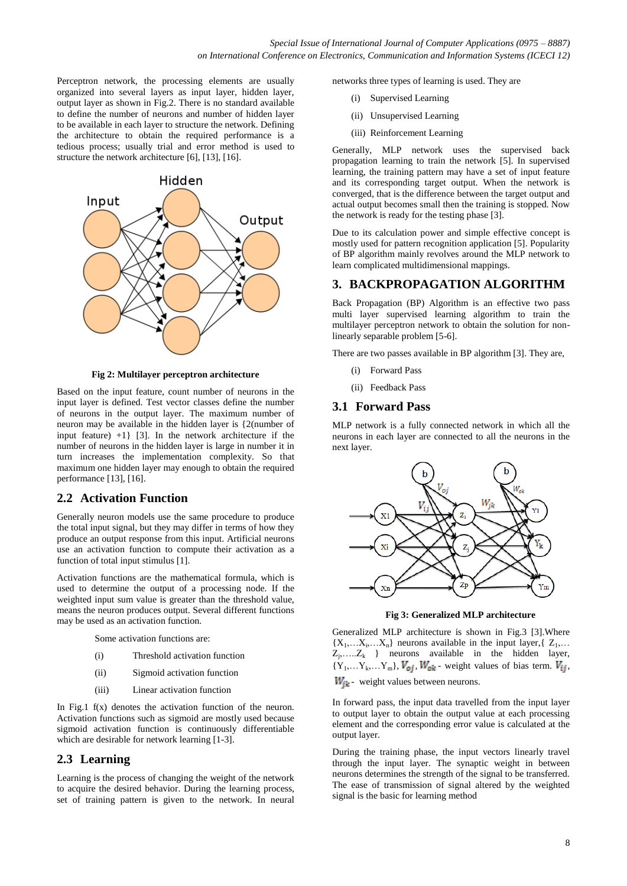Perceptron network, the processing elements are usually organized into several layers as input layer, hidden layer, output layer as shown in Fig.2. There is no standard available to define the number of neurons and number of hidden layer to be available in each layer to structure the network. Defining the architecture to obtain the required performance is a tedious process; usually trial and error method is used to structure the network architecture [6], [13], [16].

**Fig 2: Multilayer perceptron architecture**

Based on the input feature, count number of neurons in the input layer is defined. Test vector classes define the number of neurons in the output layer. The maximum number of neuron may be available in the hidden layer is {2(number of input feature) +1} [3]. In the network architecture if the number of neurons in the hidden layer is large in number it in turn increases the implementation complexity. So that maximum one hidden layer may enough to obtain the required performance [13], [16].

## 2.2 Activation Function

Generally neuron models use the same procedure to produce the total input signal, but they may differ in terms of how they produce an output response from this input. Artificial neurons use an activation function to compute their activation as a function of total input stimulus [1].

Activation functions are the mathematical formula, which is used to determine the output of a processing node. If the weighted input sum value is greater than the threshold value, means the neuron produces output. Several different functions may be used as an activation function.

Some activation functions are:

(i) Threshold activation function

(ii) Sigmoid activation function

(iii) Linear activation function

In Fig.1 f(x) denotes the activation function of the neuron. Activation functions such as sigmoid are mostly used because sigmoid activation function is continuously differentiable which are desirable for network learning [1-3].

## 2.3 Learning

Learning is the process of changing the weight of the network to acquire the desired behavior. During the learning process, set of training pattern is given to the network. In neural networks three types of learning is used. They are

(i) Supervised Learning

(ii) Unsupervised Learning

(iii) Reinforcement Learning

Generally, MLP network uses the supervised back propagation learning to train the network [5]. In supervised learning, the training pattern may have a set of input feature and its corresponding target output. When the network is converged, that is the difference between the target output and actual output becomes small then the training is stopped. Now the network is ready for the testing phase [3].

Due to its calculation power and simple effective concept is mostly used for pattern recognition application [5]. Popularity of BP algorithm mainly revolves around the MLP network to learn complicated multidimensional mappings.

# 3. BACKPROPAGATION ALGORITHM

Back Propagation (BP) Algorithm is an effective two pass multi layer supervised learning algorithm to train the multilayer perceptron network to obtain the solution for non-linearly separable problem [5-6].

There are two passes available in BP algorithm [3]. They are,

(i) Forward Pass

(ii) Feedback Pass

## 3.1 Forward Pass

MLP network is a fully connected network in which all the neurons in each layer are connected to all the neurons in the next layer.

**Fig 3: Generalized MLP architecture**

Generalized MLP architecture is shown in Fig.3 [3].Where $\{X_1,\ldots X_i,\ldots X_n\}$ neurons available in the input layer, $\{Z_1,\ldots Z_j,\ldots Z_k\}$ neurons available in the hidden layer, $\{Y_1,\ldots Y_k,\ldots Y_m\}$, $V_{oj}$, $W_{ok}$ - weight values of bias term. $V_{ij}$, $W_{jk}$ - weight values between neurons.

In forward pass, the input data travelled from the input layer to output layer to obtain the output value at each processing element and the corresponding error value is calculated at the output layer.

During the training phase, the input vectors linearly travel through the input layer. The synaptic weight in between neurons determines the strength of the signal to be transferred. The ease of transmission of signal altered by the weighted signal is the basic for learning method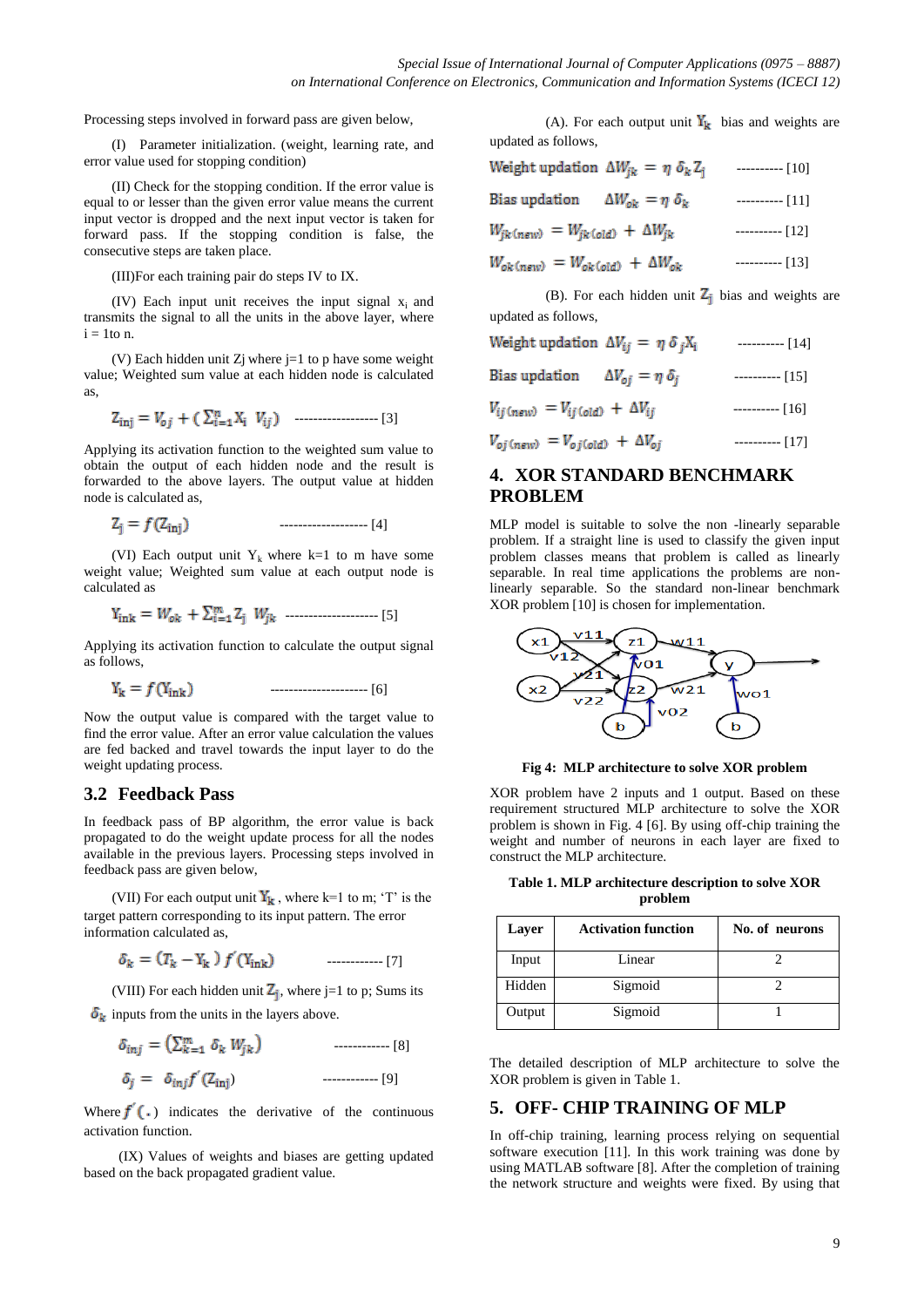Processing steps involved in forward pass are given below,

(I) Parameter initialization. (weight, learning rate, and error value used for stopping condition)

(II) Check for the stopping condition. If the error value is equal to or lesser than the given error value means the current input vector is dropped and the next input vector is taken for forward pass. If the stopping condition is false, the consecutive steps are taken place.

(III)For each training pair do steps IV to IX.

(IV) Each input unit receives the input signal $x_i$ and transmits the signal to all the units in the above layer, where i = 1to n.

(V) Each hidden unit Zj where j=1 to p have some weight value; Weighted sum value at each hidden node is calculated as,

$$Z_{inj} = V_{oj} + (\sum_{i=1}^{n} X_i \; V_{ij}) \quad \text{------------------ [3]}$$

Applying its activation function to the weighted sum value to obtain the output of each hidden node and the result is forwarded to the above layers. The output value at hidden node is calculated as,

$$Z_j = f(Z_{inj}) \quad \text{------------------- [4]}$$

(VI) Each output unit $Y_k$ where k=1 to m have some weight value; Weighted sum value at each output node is calculated as

$$Y_{ink} = W_{ok} + \sum_{j=1}^{m} Z_j \; W_{jk} \quad \text{------------------- [5]}$$

Applying its activation function to calculate the output signal as follows,

$$Y_k = f(Y_{ink}) \quad \text{--------------------- [6]}$$

Now the output value is compared with the target value to find the error value. After an error value calculation the values are fed backed and travel towards the input layer to do the weight updating process.

## 3.2 Feedback Pass

In feedback pass of BP algorithm, the error value is back propagated to do the weight update process for all the nodes available in the previous layers. Processing steps involved in feedback pass are given below,

(VII) For each output unit $Y_k$, where k=1 to m; 'T' is the target pattern corresponding to its input pattern. The error information calculated as,

$$\delta_k = (T_k - Y_k) \, f'(Y_{ink}) \quad \text{------------ [7]}$$

(VIII) For each hidden unit $Z_j$, where j=1 to p; Sums its $\delta_k$ inputs from the units in the layers above.

$$\delta_{inj} = (\sum_{k=1}^{m} \delta_k \; W_{jk}) \quad \text{------------ [8]}$$

$$\delta_j = \delta_{inj} f'(Z_{inj}) \quad \text{------------ [9]}$$

Where $f'(.)$ indicates the derivative of the continuous activation function.

(IX) Values of weights and biases are getting updated based on the back propagated gradient value.

(A). For each output unit $Y_k$ bias and weights are updated as follows,

$$\text{Weight updation } \Delta W_{jk} = \eta \, \delta_k \, Z_j \quad \text{---------- [10]}$$

$$\text{Bias updation } \Delta W_{ok} = \eta \, \delta_k \quad \text{---------- [11]}$$

$$W_{jk(new)} = W_{jk(old)} + \Delta W_{jk} \quad \text{---------- [12]}$$

$$W_{ok(new)} = W_{ok(old)} + \Delta W_{ok} \quad \text{---------- [13]}$$

(B). For each hidden unit $Z_j$ bias and weights are updated as follows,

$$\text{Weight updation } \Delta V_{ij} = \eta \, \delta_j X_i \quad \text{---------- [14]}$$

$$\text{Bias updation } \Delta V_{oj} = \eta \, \delta_j \quad \text{---------- [15]}$$

$$V_{ij(new)} = V_{ij(old)} + \Delta V_{ij} \quad \text{---------- [16]}$$

$$V_{oj(new)} = V_{oj(old)} + \Delta V_{oj} \quad \text{---------- [17]}$$

## 4. XOR STANDARD BENCHMARK PROBLEM

MLP model is suitable to solve the non -linearly separable problem. If a straight line is used to classify the given input problem classes means that problem is called as linearly separable. In real time applications the problems are non-linearly separable. So the standard non-linear benchmark XOR problem [10] is chosen for implementation.

**Fig 4: MLP architecture to solve XOR problem**

XOR problem have 2 inputs and 1 output. Based on these requirement structured MLP architecture to solve the XOR problem is shown in Fig. 4 [6]. By using off-chip training the weight and number of neurons in each layer are fixed to construct the MLP architecture.

**Table 1. MLP architecture description to solve XOR problem**

| Layer | Activation function | No. of neurons |
|---|---|---|
| Input | Linear | 2 |
| Hidden | Sigmoid | 2 |
| Output | Sigmoid | 1 |

The detailed description of MLP architecture to solve the XOR problem is given in Table 1.

## 5. OFF- CHIP TRAINING OF MLP

In off-chip training, learning process relying on sequential software execution [11]. In this work training was done by using MATLAB software [8]. After the completion of training the network structure and weights were fixed. By using that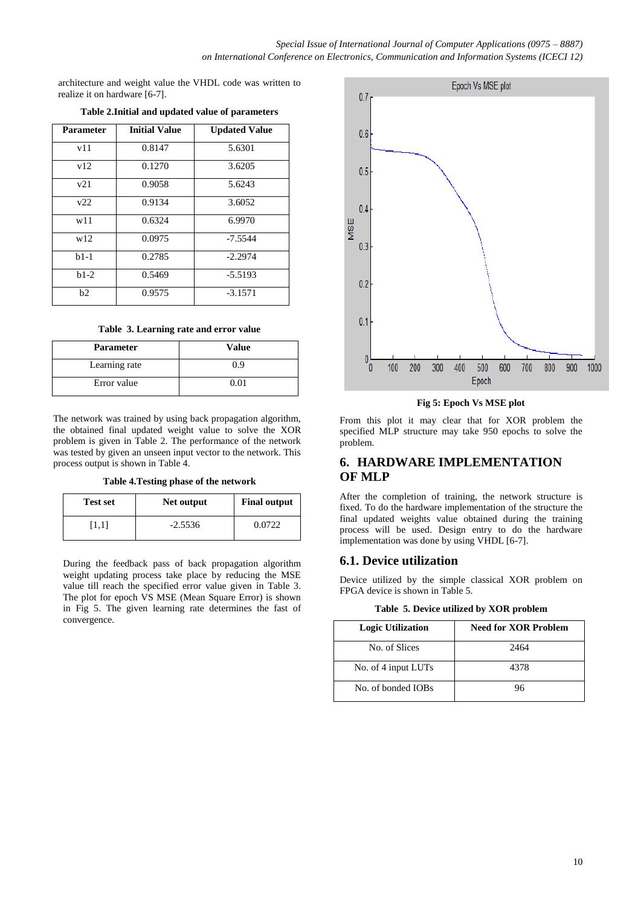architecture and weight value the VHDL code was written to realize it on hardware [6-7].

**Table 2.Initial and updated value of parameters**

| Parameter | Initial Value | Updated Value |
|---|---|---|
| v11 | 0.8147 | 5.6301 |
| v12 | 0.1270 | 3.6205 |
| v21 | 0.9058 | 5.6243 |
| v22 | 0.9134 | 3.6052 |
| w11 | 0.6324 | 6.9970 |
| w12 | 0.0975 | -7.5544 |
| b1-1 | 0.2785 | -2.2974 |
| b1-2 | 0.5469 | -5.5193 |
| b2 | 0.9575 | -3.1571 |

**Table 3. Learning rate and error value**

| Parameter | Value |
|---|---|
| Learning rate | 0.9 |
| Error value | 0.01 |

The network was trained by using back propagation algorithm, the obtained final updated weight value to solve the XOR problem is given in Table 2. The performance of the network was tested by given an unseen input vector to the network. This process output is shown in Table 4.

**Table 4.Testing phase of the network**

| Test set | Net output | Final output |
|---|---|---|
| [1,1] | -2.5536 | 0.0722 |

During the feedback pass of back propagation algorithm weight updating process take place by reducing the MSE value till reach the specified error value given in Table 3. The plot for epoch VS MSE (Mean Square Error) is shown in Fig 5. The given learning rate determines the fast of convergence.

**Fig 5: Epoch Vs MSE plot**

From this plot it may clear that for XOR problem the specified MLP structure may take 950 epochs to solve the problem.

## 6. HARDWARE IMPLEMENTATION OF MLP

After the completion of training, the network structure is fixed. To do the hardware implementation of the structure the final updated weights value obtained during the training process will be used. Design entry to do the hardware implementation was done by using VHDL [6-7].

### 6.1. Device utilization

Device utilized by the simple classical XOR problem on FPGA device is shown in Table 5.

**Table 5. Device utilized by XOR problem**

| Logic Utilization | Need for XOR Problem |
|---|---|
| No. of Slices | 2464 |
| No. of 4 input LUTs | 4378 |
| No. of bonded IOBs | 96 |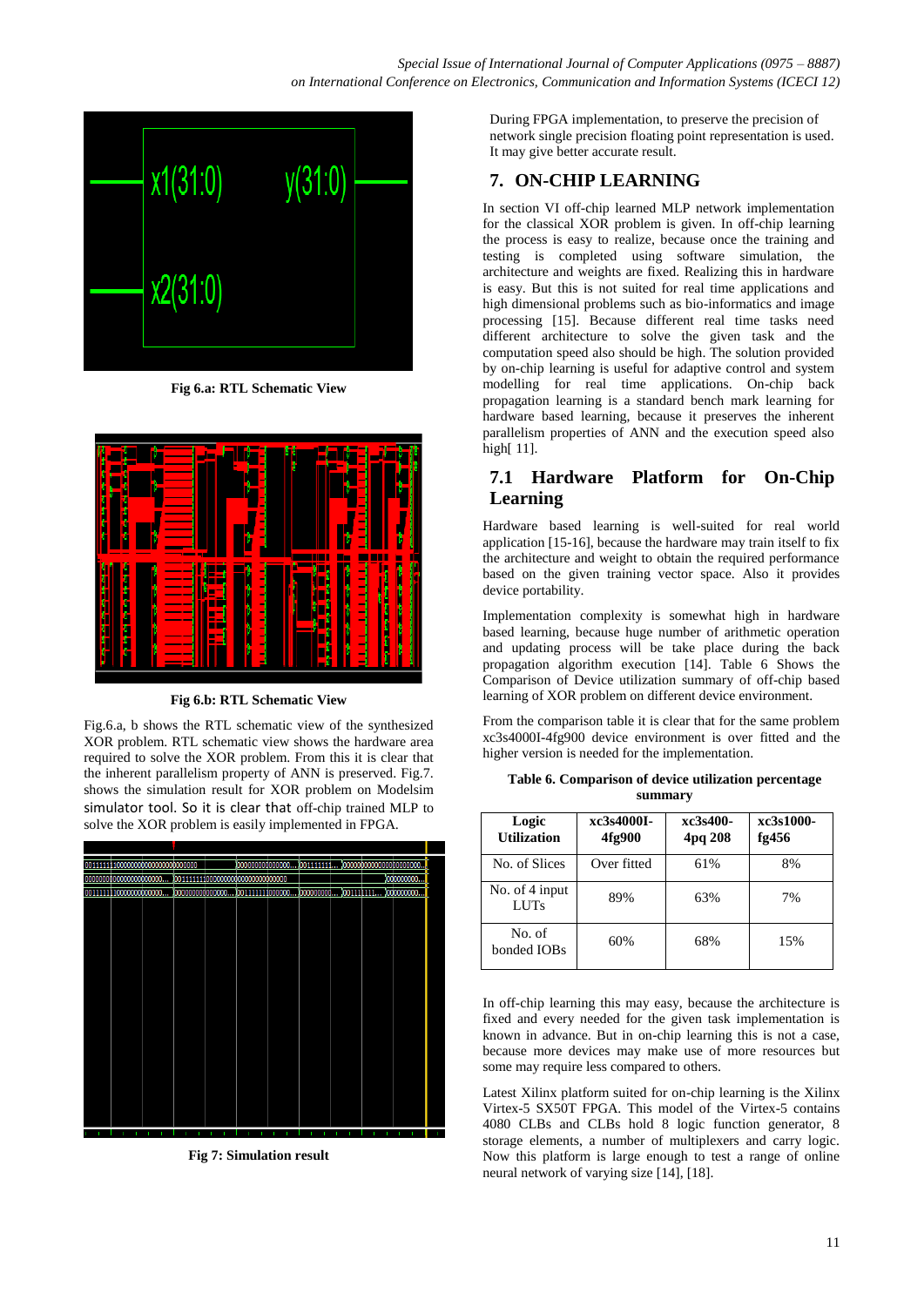Fig 6.a: RTL Schematic View

Fig 6.b: RTL Schematic View

Fig.6.a, b shows the RTL schematic view of the synthesized XOR problem. RTL schematic view shows the hardware area required to solve the XOR problem. From this it is clear that the inherent parallelism property of ANN is preserved. Fig.7. shows the simulation result for XOR problem on Modelsim simulator tool. So it is clear that off-chip trained MLP to solve the XOR problem is easily implemented in FPGA.

Fig 7: Simulation result

During FPGA implementation, to preserve the precision of network single precision floating point representation is used. It may give better accurate result.

## 7. ON-CHIP LEARNING

In section VI off-chip learned MLP network implementation for the classical XOR problem is given. In off-chip learning the process is easy to realize, because once the training and testing is completed using software simulation, the architecture and weights are fixed. Realizing this in hardware is easy. But this is not suited for real time applications and high dimensional problems such as bio-informatics and image processing [15]. Because different real time tasks need different architecture to solve the given task and the computation speed also should be high. The solution provided by on-chip learning is useful for adaptive control and system modelling for real time applications. On-chip back propagation learning is a standard bench mark learning for hardware based learning, because it preserves the inherent parallelism properties of ANN and the execution speed also high[ 11].

### 7.1 Hardware Platform for On-Chip Learning

Hardware based learning is well-suited for real world application [15-16], because the hardware may train itself to fix the architecture and weight to obtain the required performance based on the given training vector space. Also it provides device portability.

Implementation complexity is somewhat high in hardware based learning, because huge number of arithmetic operation and updating process will be take place during the back propagation algorithm execution [14]. Table 6 Shows the Comparison of Device utilization summary of off-chip based learning of XOR problem on different device environment.

From the comparison table it is clear that for the same problem xc3s4000I-4fg900 device environment is over fitted and the higher version is needed for the implementation.

**Table 6. Comparison of device utilization percentage summary**

| Logic Utilization | xc3s4000I-4fg900 | xc3s400-4pq 208 | xc3s1000-fg456 |
|---|---|---|---|
| No. of Slices | Over fitted | 61% | 8% |
| No. of 4 input LUTs | 89% | 63% | 7% |
| No. of bonded IOBs | 60% | 68% | 15% |

In off-chip learning this may easy, because the architecture is fixed and every needed for the given task implementation is known in advance. But in on-chip learning this is not a case, because more devices may make use of more resources but some may require less compared to others.

Latest Xilinx platform suited for on-chip learning is the Xilinx Virtex-5 SX50T FPGA. This model of the Virtex-5 contains 4080 CLBs and CLBs hold 8 logic function generator, 8 storage elements, a number of multiplexers and carry logic. Now this platform is large enough to test a range of online neural network of varying size [14], [18].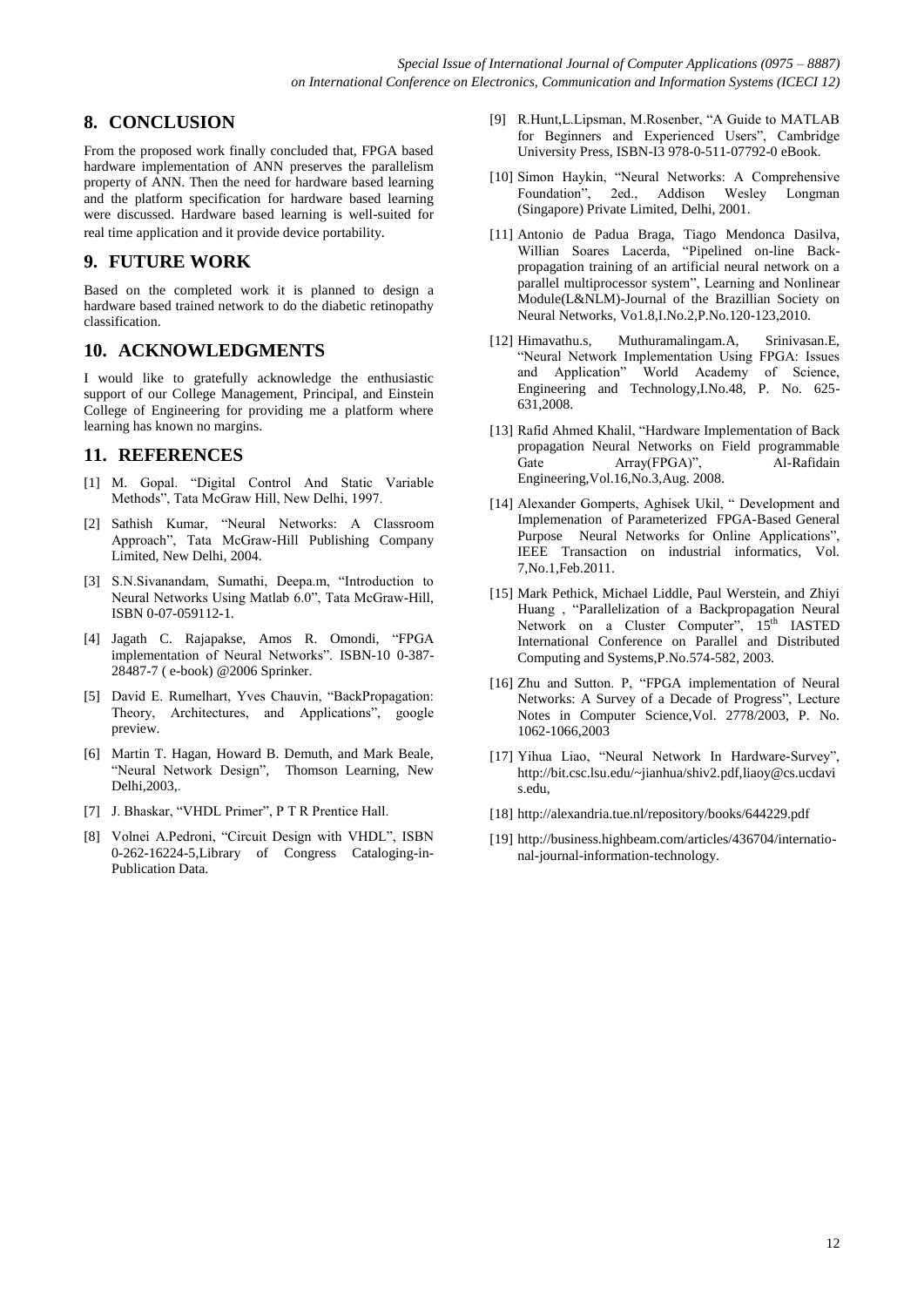## 8. CONCLUSION

From the proposed work finally concluded that, FPGA based hardware implementation of ANN preserves the parallelism property of ANN. Then the need for hardware based learning and the platform specification for hardware based learning were discussed. Hardware based learning is well-suited for real time application and it provide device portability.

## 9. FUTURE WORK

Based on the completed work it is planned to design a hardware based trained network to do the diabetic retinopathy classification.

## 10. ACKNOWLEDGMENTS

I would like to gratefully acknowledge the enthusiastic support of our College Management, Principal, and Einstein College of Engineering for providing me a platform where learning has known no margins.

## 11. REFERENCES

[1] M. Gopal. "Digital Control And Static Variable Methods", Tata McGraw Hill, New Delhi, 1997.

[2] Sathish Kumar, "Neural Networks: A Classroom Approach", Tata McGraw-Hill Publishing Company Limited, New Delhi, 2004.

[3] S.N.Sivanandam, Sumathi, Deepa.m, "Introduction to Neural Networks Using Matlab 6.0", Tata McGraw-Hill, ISBN 0-07-059112-1.

[4] Jagath C. Rajapakse, Amos R. Omondi, "FPGA implementation of Neural Networks". ISBN-10 0-387-28487-7 ( e-book) @2006 Sprinker.

[5] David E. Rumelhart, Yves Chauvin, "BackPropagation: Theory, Architectures, and Applications", google preview.

[6] Martin T. Hagan, Howard B. Demuth, and Mark Beale, "Neural Network Design", Thomson Learning, New Delhi,2003,.

[7] J. Bhaskar, "VHDL Primer", P T R Prentice Hall.

[8] Volnei A.Pedroni, "Circuit Design with VHDL", ISBN 0-262-16224-5,Library of Congress Cataloging-in-Publication Data.

[9] R.Hunt,L.Lipsman, M.Rosenber, "A Guide to MATLAB for Beginners and Experienced Users", Cambridge University Press, ISBN-I3 978-0-511-07792-0 eBook.

[10] Simon Haykin, "Neural Networks: A Comprehensive Foundation", 2ed., Addison Wesley Longman (Singapore) Private Limited, Delhi, 2001.

[11] Antonio de Padua Braga, Tiago Mendonca Dasilva, Willian Soares Lacerda, "Pipelined on-line Back-propagation training of an artificial neural network on a parallel multiprocessor system", Learning and Nonlinear Module(L&NLM)-Journal of the Brazillian Society on Neural Networks, Vo1.8,I.No.2,P.No.120-123,2010.

[12] Himavathu.s, Muthuramalingam.A, Srinivasan.E, "Neural Network Implementation Using FPGA: Issues and Application" World Academy of Science, Engineering and Technology,I.No.48, P. No. 625-631,2008.

[13] Rafid Ahmed Khalil, "Hardware Implementation of Back propagation Neural Networks on Field programmable Gate Array(FPGA)", Al-Rafidain Engineering,Vol.16,No.3,Aug. 2008.

[14] Alexander Gomperts, Aghisek Ukil, " Development and Implemenation of Parameterized FPGA-Based General Purpose Neural Networks for Online Applications", IEEE Transaction on industrial informatics, Vol. 7,No.1,Feb.2011.

[15] Mark Pethick, Michael Liddle, Paul Werstein, and Zhiyi Huang , "Parallelization of a Backpropagation Neural Network on a Cluster Computer", 15th IASTED International Conference on Parallel and Distributed Computing and Systems,P.No.574-582, 2003.

[16] Zhu and Sutton. P, "FPGA implementation of Neural Networks: A Survey of a Decade of Progress", Lecture Notes in Computer Science,Vol. 2778/2003, P. No. 1062-1066,2003

[17] Yihua Liao, "Neural Network In Hardware-Survey", http://bit.csc.lsu.edu/~jianhua/shiv2.pdf,liaoy@cs.ucdavis.edu,

[18] http://alexandria.tue.nl/repository/books/644229.pdf

[19] http://business.highbeam.com/articles/436704/international-journal-information-technology.